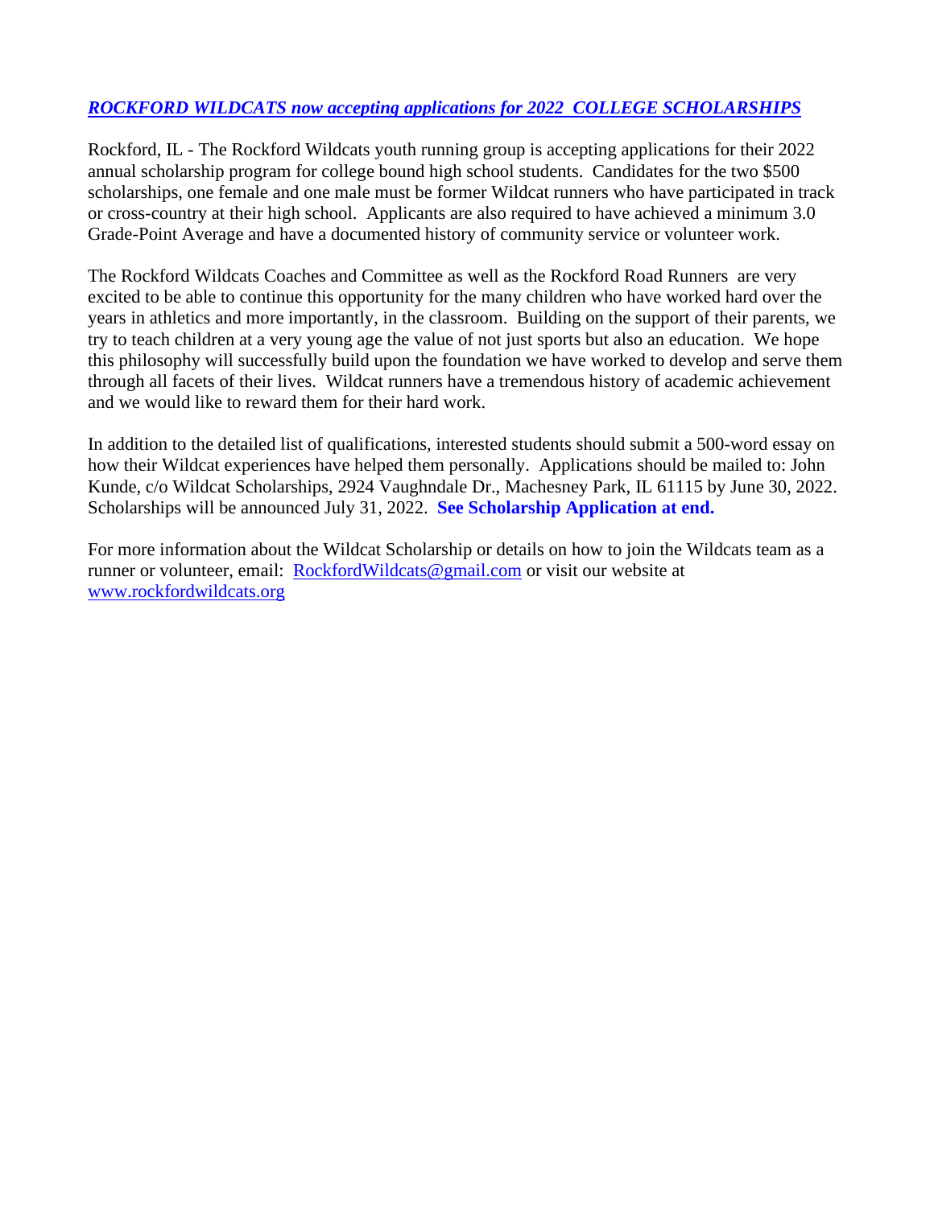***ROCKFORD WILDCATS now accepting applications for 2022 COLLEGE SCHOLARSHIPS***

Rockford, IL - The Rockford Wildcats youth running group is accepting applications for their 2022 annual scholarship program for college bound high school students. Candidates for the two $500 scholarships, one female and one male must be former Wildcat runners who have participated in track or cross-country at their high school. Applicants are also required to have achieved a minimum 3.0 Grade-Point Average and have a documented history of community service or volunteer work.

The Rockford Wildcats Coaches and Committee as well as the Rockford Road Runners are very excited to be able to continue this opportunity for the many children who have worked hard over the years in athletics and more importantly, in the classroom. Building on the support of their parents, we try to teach children at a very young age the value of not just sports but also an education. We hope this philosophy will successfully build upon the foundation we have worked to develop and serve them through all facets of their lives. Wildcat runners have a tremendous history of academic achievement and we would like to reward them for their hard work.

In addition to the detailed list of qualifications, interested students should submit a 500-word essay on how their Wildcat experiences have helped them personally. Applications should be mailed to: John Kunde, c/o Wildcat Scholarships, 2924 Vaughndale Dr., Machesney Park, IL 61115 by June 30, 2022. Scholarships will be announced July 31, 2022. **See Scholarship Application at end.**

For more information about the Wildcat Scholarship or details on how to join the Wildcats team as a runner or volunteer, email: RockfordWildcats@gmail.com or visit our website at www.rockfordwildcats.org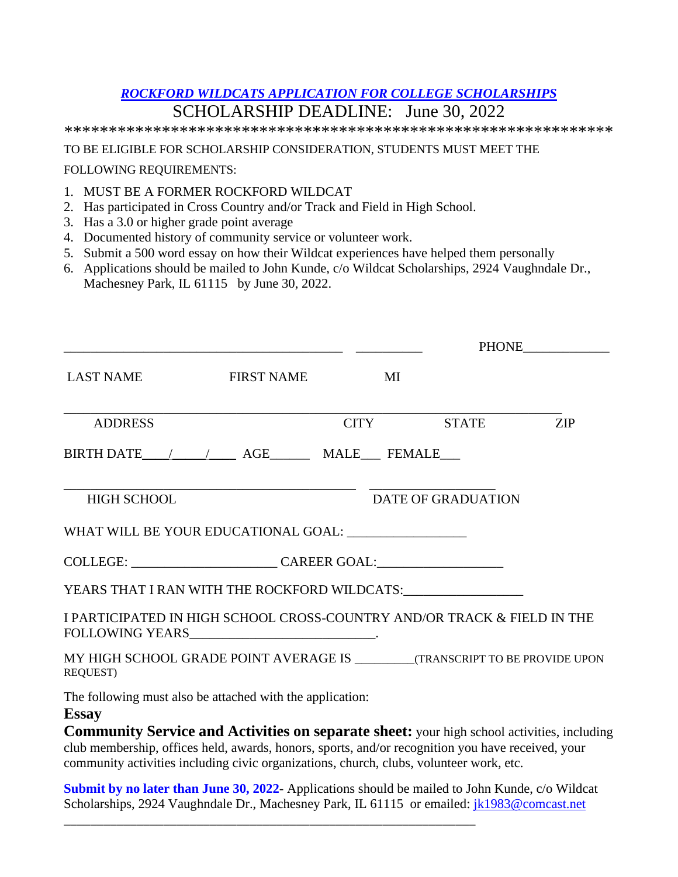# ***ROCKFORD WILDCATS APPLICATION FOR COLLEGE SCHOLARSHIPS***

SCHOLARSHIP DEADLINE: June 30, 2022

***************************************************************

TO BE ELIGIBLE FOR SCHOLARSHIP CONSIDERATION, STUDENTS MUST MEET THE FOLLOWING REQUIREMENTS:

1. MUST BE A FORMER ROCKFORD WILDCAT
2. Has participated in Cross Country and/or Track and Field in High School.
3. Has a 3.0 or higher grade point average
4. Documented history of community service or volunteer work.
5. Submit a 500 word essay on how their Wildcat experiences have helped them personally
6. Applications should be mailed to John Kunde, c/o Wildcat Scholarships, 2924 Vaughndale Dr., Machesney Park, IL 61115 by June 30, 2022.

_____________________________________________ __________ PHONE_____________

LAST NAME FIRST NAME MI

_____________________________________________________________________________

ADDRESS CITY STATE ZIP

BIRTH DATE____/_____/____ AGE______ MALE___ FEMALE___

_______________________________________________ ____________________

HIGH SCHOOL DATE OF GRADUATION

WHAT WILL BE YOUR EDUCATIONAL GOAL: __________________

COLLEGE: ______________________ CAREER GOAL:___________________

YEARS THAT I RAN WITH THE ROCKFORD WILDCATS:__________________

I PARTICIPATED IN HIGH SCHOOL CROSS-COUNTRY AND/OR TRACK & FIELD IN THE FOLLOWING YEARS____________________________.

MY HIGH SCHOOL GRADE POINT AVERAGE IS _________(TRANSCRIPT TO BE PROVIDE UPON REQUEST)

The following must also be attached with the application:

**Essay**

**Community Service and Activities on separate sheet:** your high school activities, including club membership, offices held, awards, honors, sports, and/or recognition you have received, your community activities including civic organizations, church, clubs, volunteer work, etc.

**Submit by no later than June 30, 2022**- Applications should be mailed to John Kunde, c/o Wildcat Scholarships, 2924 Vaughndale Dr., Machesney Park, IL 61115 or emailed: jk1983@comcast.net